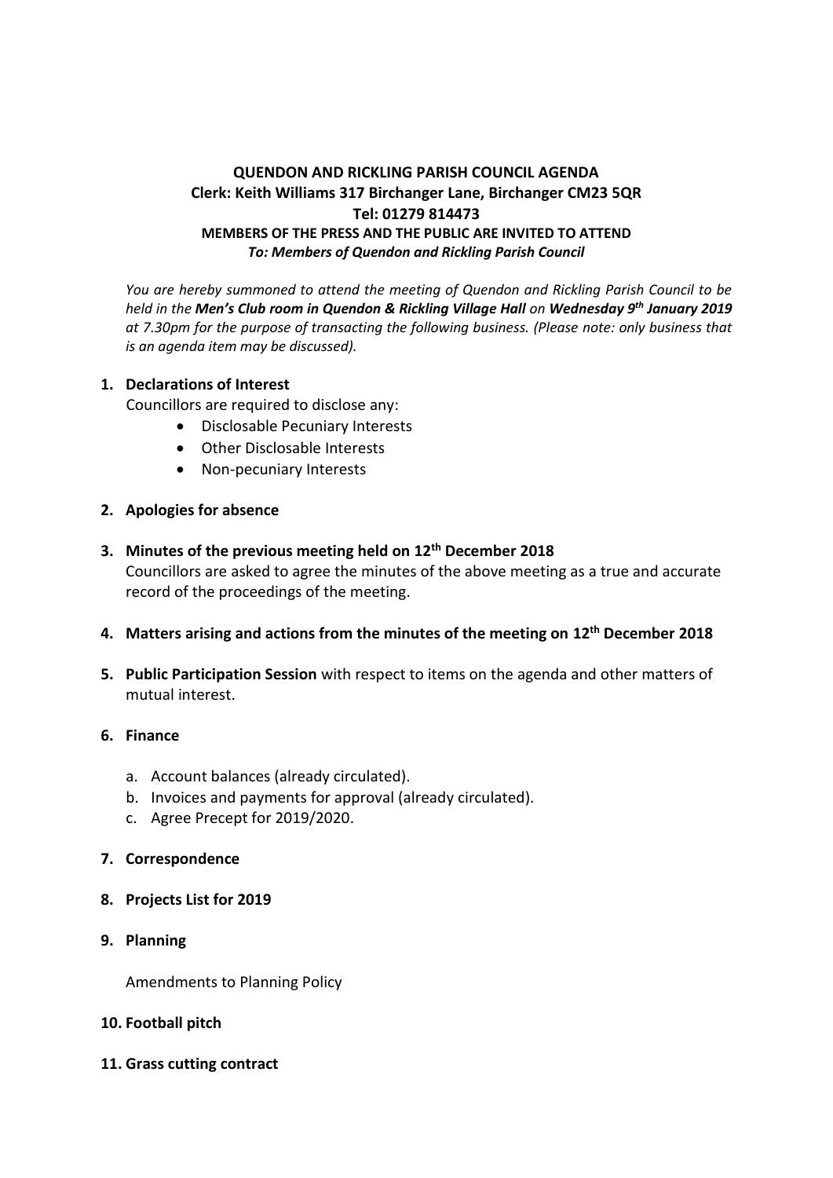**QUENDON AND RICKLING PARISH COUNCIL AGENDA**
**Clerk: Keith Williams 317 Birchanger Lane, Birchanger CM23 5QR**
**Tel: 01279 814473**
**MEMBERS OF THE PRESS AND THE PUBLIC ARE INVITED TO ATTEND**
***To: Members of Quendon and Rickling Parish Council***

*You are hereby summoned to attend the meeting of Quendon and Rickling Parish Council to be held in the **Men's Club room in Quendon & Rickling Village Hall** on **Wednesday 9th January 2019** at 7.30pm for the purpose of transacting the following business. (Please note: only business that is an agenda item may be discussed).*

1. **Declarations of Interest**
   Councillors are required to disclose any:
   - Disclosable Pecuniary Interests
   - Other Disclosable Interests
   - Non-pecuniary Interests

2. **Apologies for absence**

3. **Minutes of the previous meeting held on 12th December 2018**
   Councillors are asked to agree the minutes of the above meeting as a true and accurate record of the proceedings of the meeting.

4. **Matters arising and actions from the minutes of the meeting on 12th December 2018**

5. **Public Participation Session** with respect to items on the agenda and other matters of mutual interest.

6. **Finance**
   a. Account balances (already circulated).
   b. Invoices and payments for approval (already circulated).
   c. Agree Precept for 2019/2020.

7. **Correspondence**

8. **Projects List for 2019**

9. **Planning**

   Amendments to Planning Policy

10. **Football pitch**

11. **Grass cutting contract**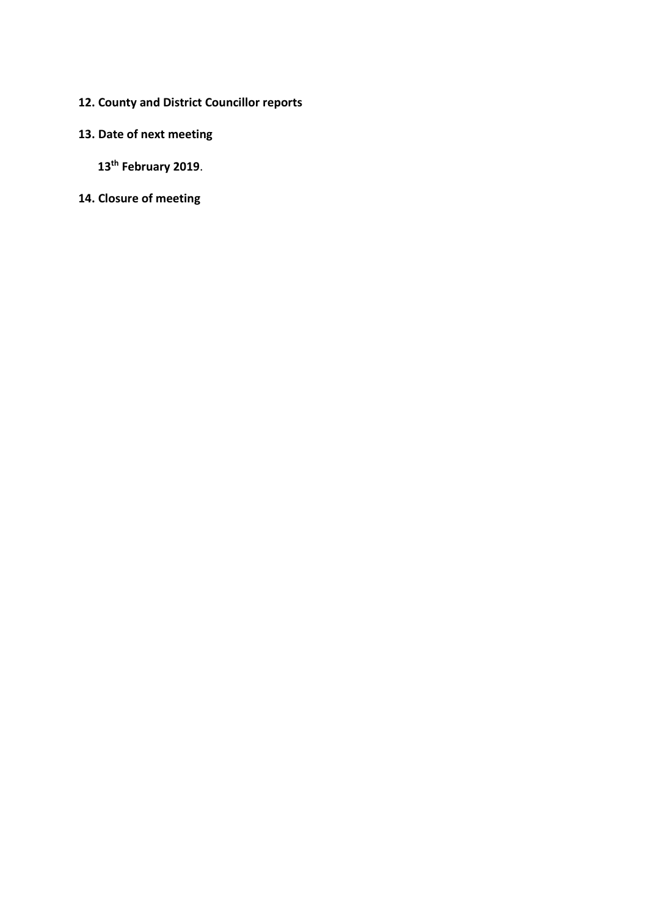**12. County and District Councillor reports**

**13. Date of next meeting**

**13th February 2019**.

**14. Closure of meeting**